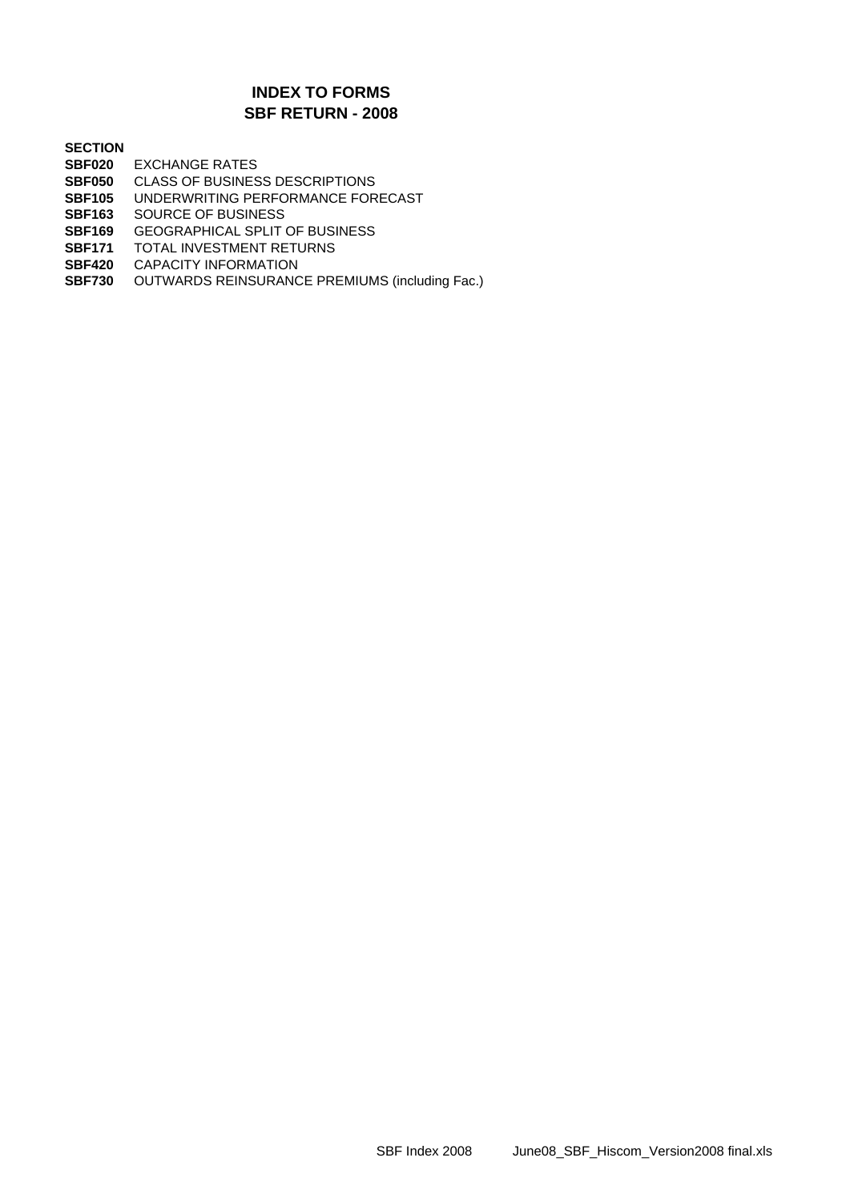# INDEX TO FORMS
## SBF RETURN - 2008

| SECTION | |
|---|---|
| **SBF020** | EXCHANGE RATES |
| **SBF050** | CLASS OF BUSINESS DESCRIPTIONS |
| **SBF105** | UNDERWRITING PERFORMANCE FORECAST |
| **SBF163** | SOURCE OF BUSINESS |
| **SBF169** | GEOGRAPHICAL SPLIT OF BUSINESS |
| **SBF171** | TOTAL INVESTMENT RETURNS |
| **SBF420** | CAPACITY INFORMATION |
| **SBF730** | OUTWARDS REINSURANCE PREMIUMS (including Fac.) |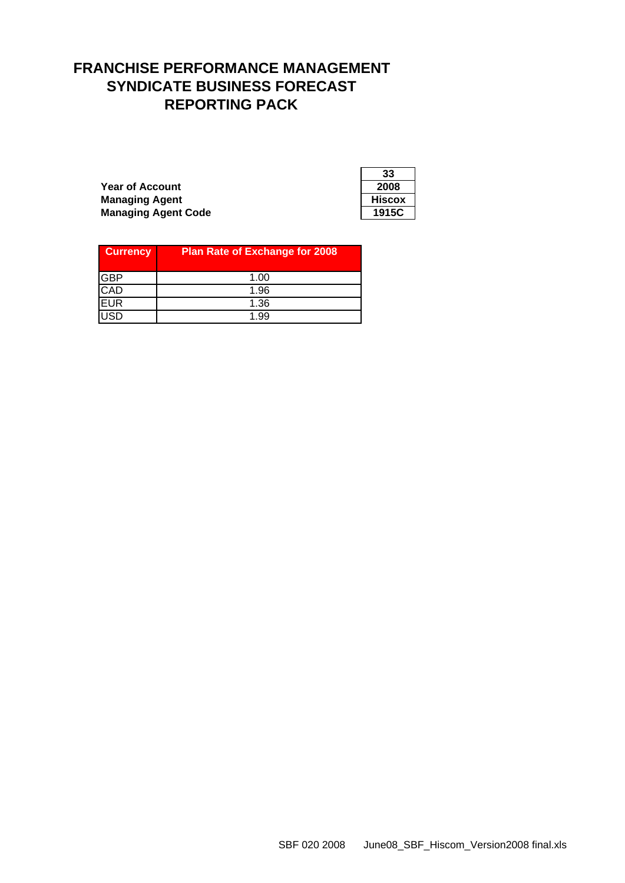# FRANCHISE PERFORMANCE MANAGEMENT
# SYNDICATE BUSINESS FORECAST
# REPORTING PACK

| | |
|---|---|
| | **33** |
| **Year of Account** | **2008** |
| **Managing Agent** | **Hiscox** |
| **Managing Agent Code** | **1915C** |

| Currency | Plan Rate of Exchange for 2008 |
|---|---|
| GBP | 1.00 |
| CAD | 1.96 |
| EUR | 1.36 |
| USD | 1.99 |

SBF 020 2008 June08_SBF_Hiscom_Version2008 final.xls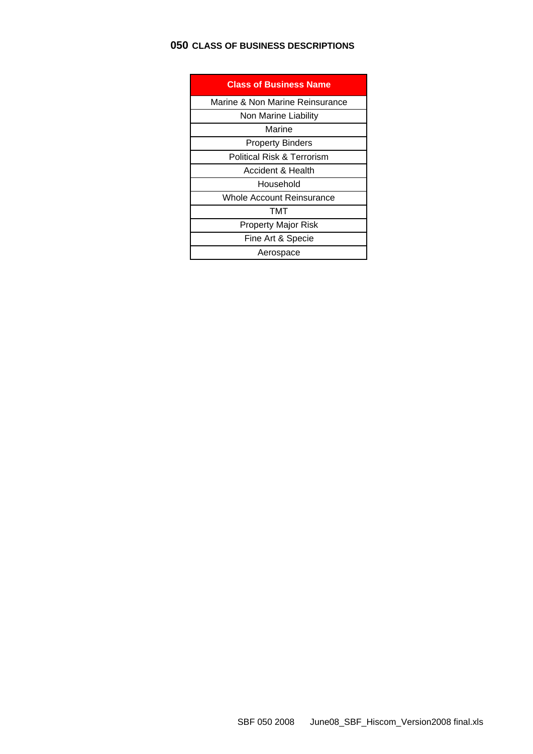## 050 CLASS OF BUSINESS DESCRIPTIONS

| Class of Business Name |
|---|
| Marine & Non Marine Reinsurance |
| Non Marine Liability |
| Marine |
| Property Binders |
| Political Risk & Terrorism |
| Accident & Health |
| Household |
| Whole Account Reinsurance |
| TMT |
| Property Major Risk |
| Fine Art & Specie |
| Aerospace |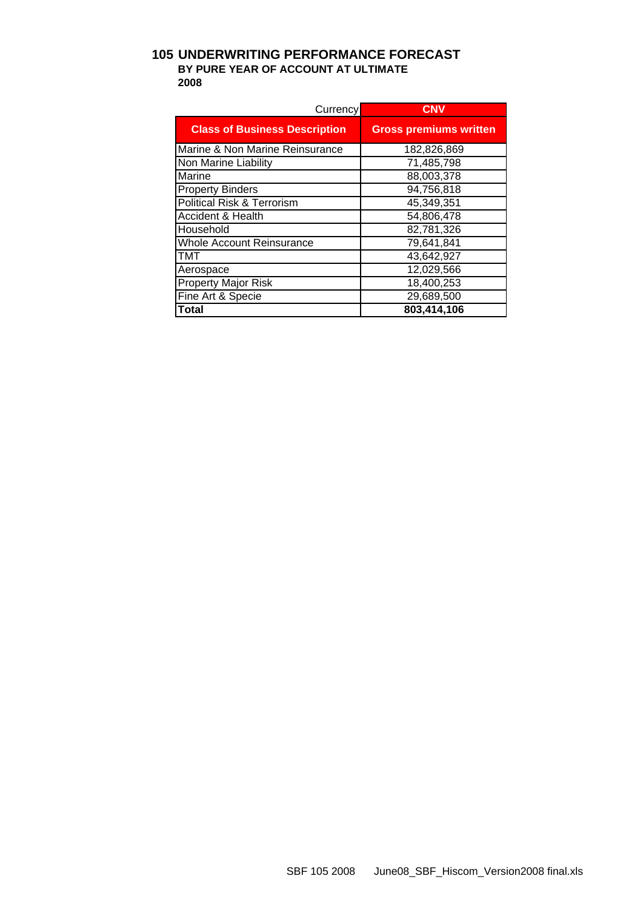# 105 UNDERWRITING PERFORMANCE FORECAST

**BY PURE YEAR OF ACCOUNT AT ULTIMATE**

**2008**

| Currency | CNV |
|---|---|
| **Class of Business Description** | **Gross premiums written** |
| Marine & Non Marine Reinsurance | 182,826,869 |
| Non Marine Liability | 71,485,798 |
| Marine | 88,003,378 |
| Property Binders | 94,756,818 |
| Political Risk & Terrorism | 45,349,351 |
| Accident & Health | 54,806,478 |
| Household | 82,781,326 |
| Whole Account Reinsurance | 79,641,841 |
| TMT | 43,642,927 |
| Aerospace | 12,029,566 |
| Property Major Risk | 18,400,253 |
| Fine Art & Specie | 29,689,500 |
| **Total** | **803,414,106** |

SBF 105 2008 June08_SBF_Hiscom_Version2008 final.xls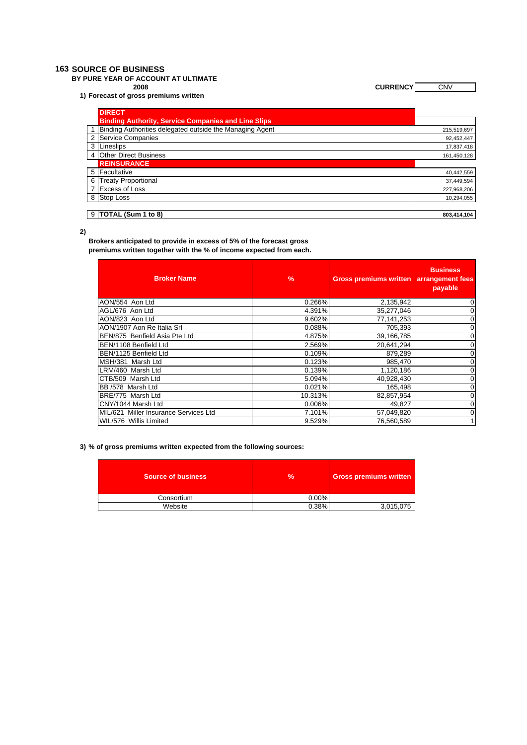# 163 SOURCE OF BUSINESS

**BY PURE YEAR OF ACCOUNT AT ULTIMATE**

**2008**

**CURRENCY** CNV

**1) Forecast of gross premiums written**

| | | |
|---|---|---|
| | **DIRECT** | |
| | **Binding Authority, Service Companies and Line Slips** | |
| 1 | Binding Authorities delegated outside the Managing Agent | 215,519,697 |
| 2 | Service Companies | 92,452,447 |
| 3 | Lineslips | 17,837,418 |
| 4 | Other Direct Business | 161,450,128 |
| | **REINSURANCE** | |
| 5 | Facultative | 40,442,559 |
| 6 | Treaty Proportional | 37,449,594 |
| 7 | Excess of Loss | 227,968,206 |
| 8 | Stop Loss | 10,294,055 |
| | | |
| 9 | **TOTAL (Sum 1 to 8)** | **803,414,104** |

**2)**

**Brokers anticipated to provide in excess of 5% of the forecast gross premiums written together with the % of income expected from each.**

| Broker Name | % | Gross premiums written | Business arrangement fees payable |
|---|---|---|---|
| AON/554 Aon Ltd | 0.266% | 2,135,942 | 0 |
| AGL/676 Aon Ltd | 4.391% | 35,277,046 | 0 |
| AON/823 Aon Ltd | 9.602% | 77,141,253 | 0 |
| AON/1907 Aon Re Italia Srl | 0.088% | 705,393 | 0 |
| BEN/875 Benfield Asia Pte Ltd | 4.875% | 39,166,785 | 0 |
| BEN/1108 Benfield Ltd | 2.569% | 20,641,294 | 0 |
| BEN/1125 Benfield Ltd | 0.109% | 879,289 | 0 |
| MSH/381 Marsh Ltd | 0.123% | 985,470 | 0 |
| LRM/460 Marsh Ltd | 0.139% | 1,120,186 | 0 |
| CTB/509 Marsh Ltd | 5.094% | 40,928,430 | 0 |
| BB /578 Marsh Ltd | 0.021% | 165,498 | 0 |
| BRE/775 Marsh Ltd | 10.313% | 82,857,954 | 0 |
| CNY/1044 Marsh Ltd | 0.006% | 49,827 | 0 |
| MIL/621 Miller Insurance Services Ltd | 7.101% | 57,049,820 | 0 |
| WIL/576 Willis Limited | 9.529% | 76,560,589 | 1 |

**3) % of gross premiums written expected from the following sources:**

| Source of business | % | Gross premiums written |
|---|---|---|
| Consortium | 0.00% | |
| Website | 0.38% | 3,015,075 |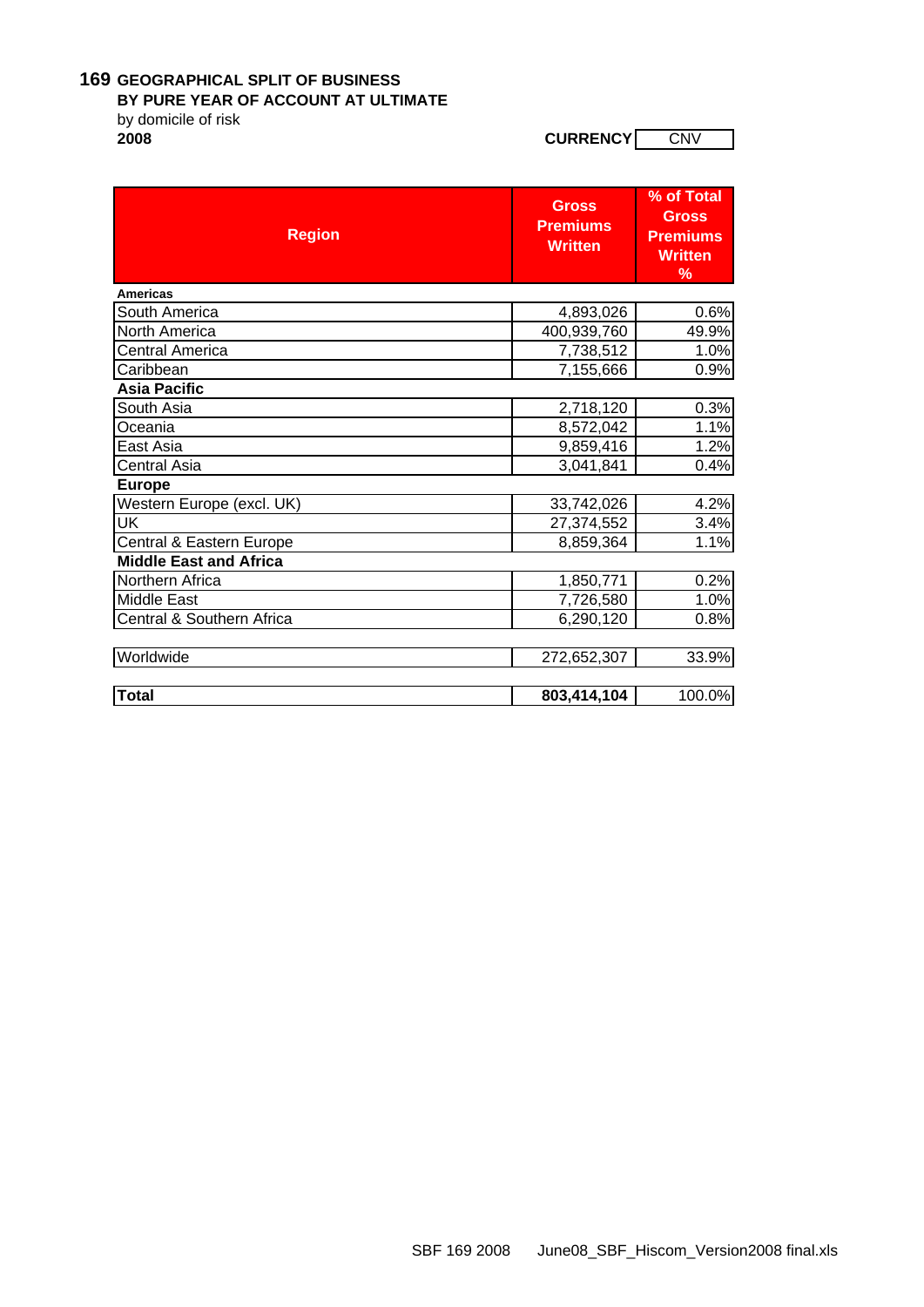# 169 GEOGRAPHICAL SPLIT OF BUSINESS

**BY PURE YEAR OF ACCOUNT AT ULTIMATE**

by domicile of risk

**2008**

**CURRENCY** CNV

| Region | Gross Premiums Written | % of Total Gross Premiums Written % |
|---|---|---|
| **Americas** | | |
| South America | 4,893,026 | 0.6% |
| North America | 400,939,760 | 49.9% |
| Central America | 7,738,512 | 1.0% |
| Caribbean | 7,155,666 | 0.9% |
| **Asia Pacific** | | |
| South Asia | 2,718,120 | 0.3% |
| Oceania | 8,572,042 | 1.1% |
| East Asia | 9,859,416 | 1.2% |
| Central Asia | 3,041,841 | 0.4% |
| **Europe** | | |
| Western Europe (excl. UK) | 33,742,026 | 4.2% |
| UK | 27,374,552 | 3.4% |
| Central & Eastern Europe | 8,859,364 | 1.1% |
| **Middle East and Africa** | | |
| Northern Africa | 1,850,771 | 0.2% |
| Middle East | 7,726,580 | 1.0% |
| Central & Southern Africa | 6,290,120 | 0.8% |
| Worldwide | 272,652,307 | 33.9% |
| **Total** | **803,414,104** | 100.0% |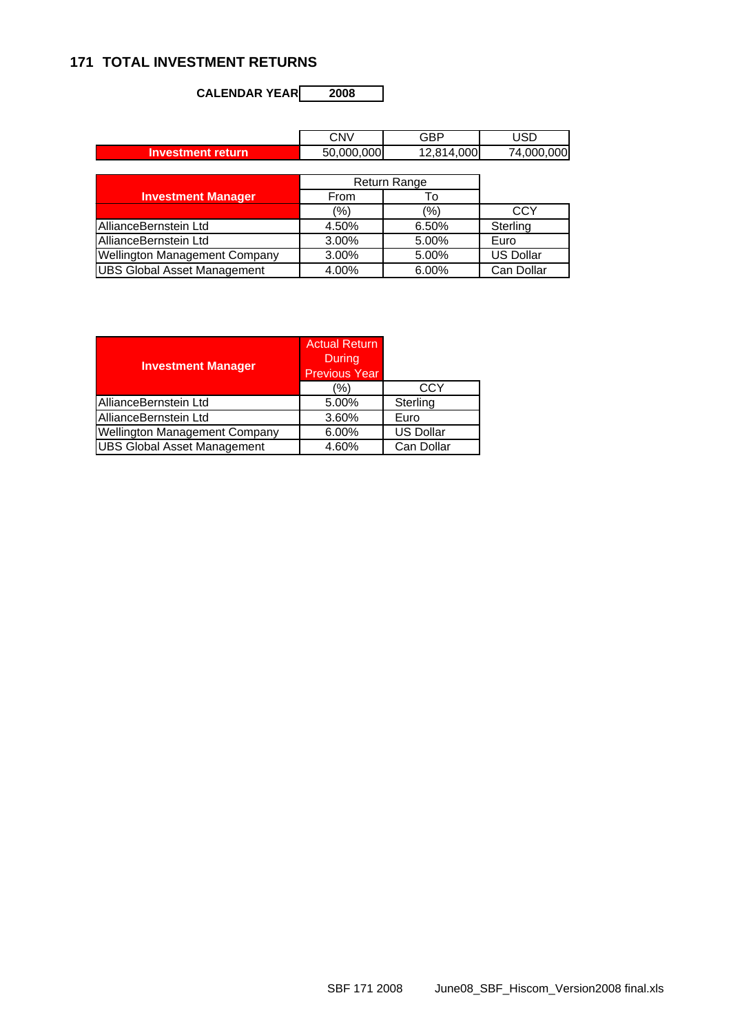## 171 TOTAL INVESTMENT RETURNS

**CALENDAR YEAR** 2008

| | CNV | GBP | USD |
|---|---|---|---|
| **Investment return** | 50,000,000 | 12,814,000 | 74,000,000 |

| **Investment Manager** | Return Range | | |
|---|---|---|---|
| | From | To | |
| | (%) | (%) | CCY |
| AllianceBernstein Ltd | 4.50% | 6.50% | Sterling |
| AllianceBernstein Ltd | 3.00% | 5.00% | Euro |
| Wellington Management Company | 3.00% | 5.00% | US Dollar |
| UBS Global Asset Management | 4.00% | 6.00% | Can Dollar |

| **Investment Manager** | Actual Return During Previous Year | |
|---|---|---|
| | (%) | CCY |
| AllianceBernstein Ltd | 5.00% | Sterling |
| AllianceBernstein Ltd | 3.60% | Euro |
| Wellington Management Company | 6.00% | US Dollar |
| UBS Global Asset Management | 4.60% | Can Dollar |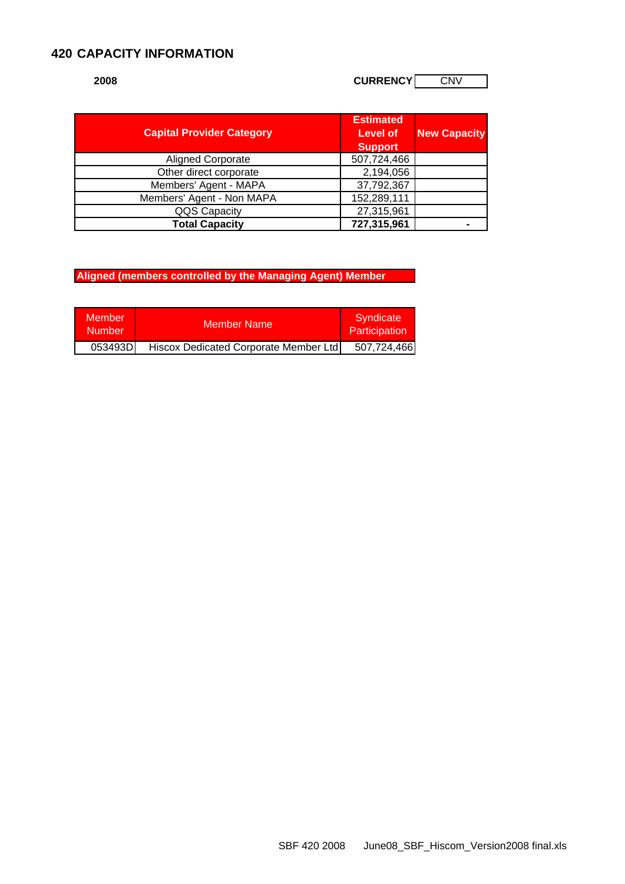# 420 CAPACITY INFORMATION

**2008** **CURRENCY** CNV

| Capital Provider Category | Estimated Level of Support | New Capacity |
|---|---|---|
| Aligned Corporate | 507,724,466 | |
| Other direct corporate | 2,194,056 | |
| Members' Agent - MAPA | 37,792,367 | |
| Members' Agent - Non MAPA | 152,289,111 | |
| QQS Capacity | 27,315,961 | |
| **Total Capacity** | **727,315,961** | **-** |

**Aligned (members controlled by the Managing Agent) Member**

| Member Number | Member Name | Syndicate Participation |
|---|---|---|
| 053493D | Hiscox Dedicated Corporate Member Ltd | 507,724,466 |

SBF 420 2008 June08_SBF_Hiscom_Version2008 final.xls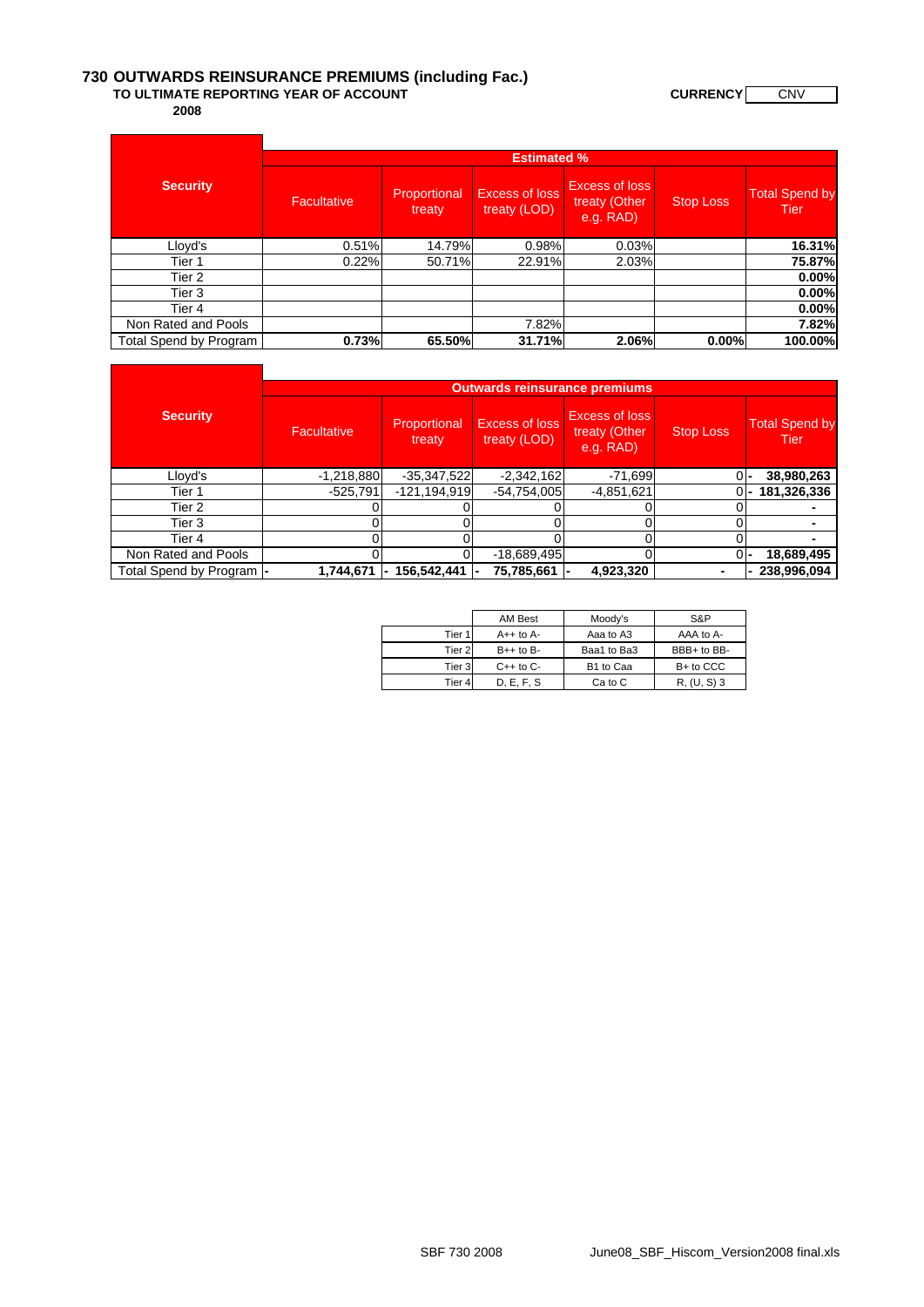# 730 OUTWARDS REINSURANCE PREMIUMS (including Fac.)

**TO ULTIMATE REPORTING YEAR OF ACCOUNT**

**2008**

**CURRENCY** CNV

| Security | Estimated % | | | | | |
|---|---|---|---|---|---|---|
| | Facultative | Proportional treaty | Excess of loss treaty (LOD) | Excess of loss treaty (Other e.g. RAD) | Stop Loss | Total Spend by Tier |
| Lloyd's | 0.51% | 14.79% | 0.98% | 0.03% | | **16.31%** |
| Tier 1 | 0.22% | 50.71% | 22.91% | 2.03% | | **75.87%** |
| Tier 2 | | | | | | **0.00%** |
| Tier 3 | | | | | | **0.00%** |
| Tier 4 | | | | | | **0.00%** |
| Non Rated and Pools | | | 7.82% | | | **7.82%** |
| Total Spend by Program | **0.73%** | **65.50%** | **31.71%** | **2.06%** | **0.00%** | **100.00%** |

| Security | Outwards reinsurance premiums | | | | | |
|---|---|---|---|---|---|---|
| | Facultative | Proportional treaty | Excess of loss treaty (LOD) | Excess of loss treaty (Other e.g. RAD) | Stop Loss | Total Spend by Tier |
| Lloyd's | -1,218,880 | -35,347,522 | -2,342,162 | -71,699 | 0 | **- 38,980,263** |
| Tier 1 | -525,791 | -121,194,919 | -54,754,005 | -4,851,621 | 0 | **- 181,326,336** |
| Tier 2 | 0 | 0 | 0 | 0 | 0 | **-** |
| Tier 3 | 0 | 0 | 0 | 0 | 0 | **-** |
| Tier 4 | 0 | 0 | 0 | 0 | 0 | **-** |
| Non Rated and Pools | 0 | 0 | -18,689,495 | 0 | 0 | **- 18,689,495** |
| Total Spend by Program | **- 1,744,671** | **- 156,542,441** | **- 75,785,661** | **- 4,923,320** | **-** | **- 238,996,094** |

| | AM Best | Moody's | S&P |
|---|---|---|---|
| Tier 1 | A++ to A- | Aaa to A3 | AAA to A- |
| Tier 2 | B++ to B- | Baa1 to Ba3 | BBB+ to BB- |
| Tier 3 | C++ to C- | B1 to Caa | B+ to CCC |
| Tier 4 | D, E, F, S | Ca to C | R, (U, S) 3 |

SBF 730 2008 June08_SBF_Hiscom_Version2008 final.xls